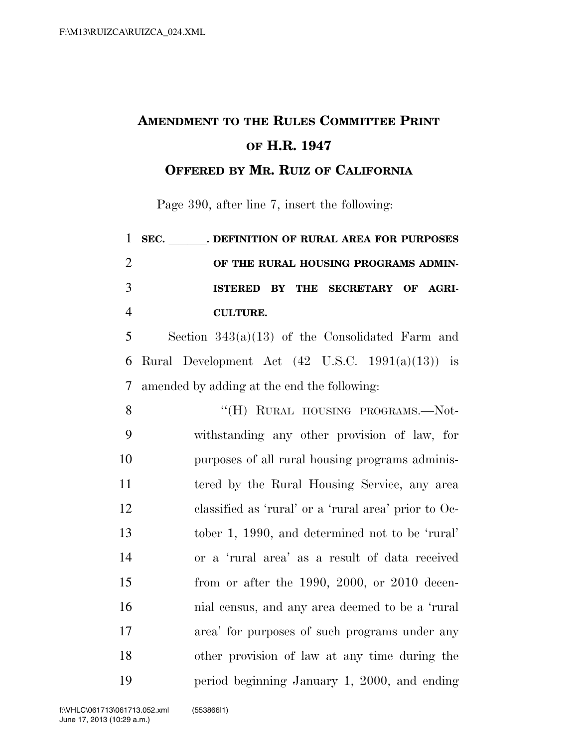# AMENDMENT TO THE RULES COMMITTEE PRINT OF H.R. 1947

## OFFERED BY MR. RUIZ OF CALIFORNIA

Page 390, after line 7, insert the following:

**SEC. \_\_\_\_\_\_. DEFINITION OF RURAL AREA FOR PURPOSES OF THE RURAL HOUSING PROGRAMS ADMINISTERED BY THE SECRETARY OF AGRICULTURE.**

Section 343(a)(13) of the Consolidated Farm and Rural Development Act (42 U.S.C. 1991(a)(13)) is amended by adding at the end the following:

"(H) RURAL HOUSING PROGRAMS.—Notwithstanding any other provision of law, for purposes of all rural housing programs administered by the Rural Housing Service, any area classified as 'rural' or a 'rural area' prior to October 1, 1990, and determined not to be 'rural' or a 'rural area' as a result of data received from or after the 1990, 2000, or 2010 decennial census, and any area deemed to be a 'rural area' for purposes of such programs under any other provision of law at any time during the period beginning January 1, 2000, and ending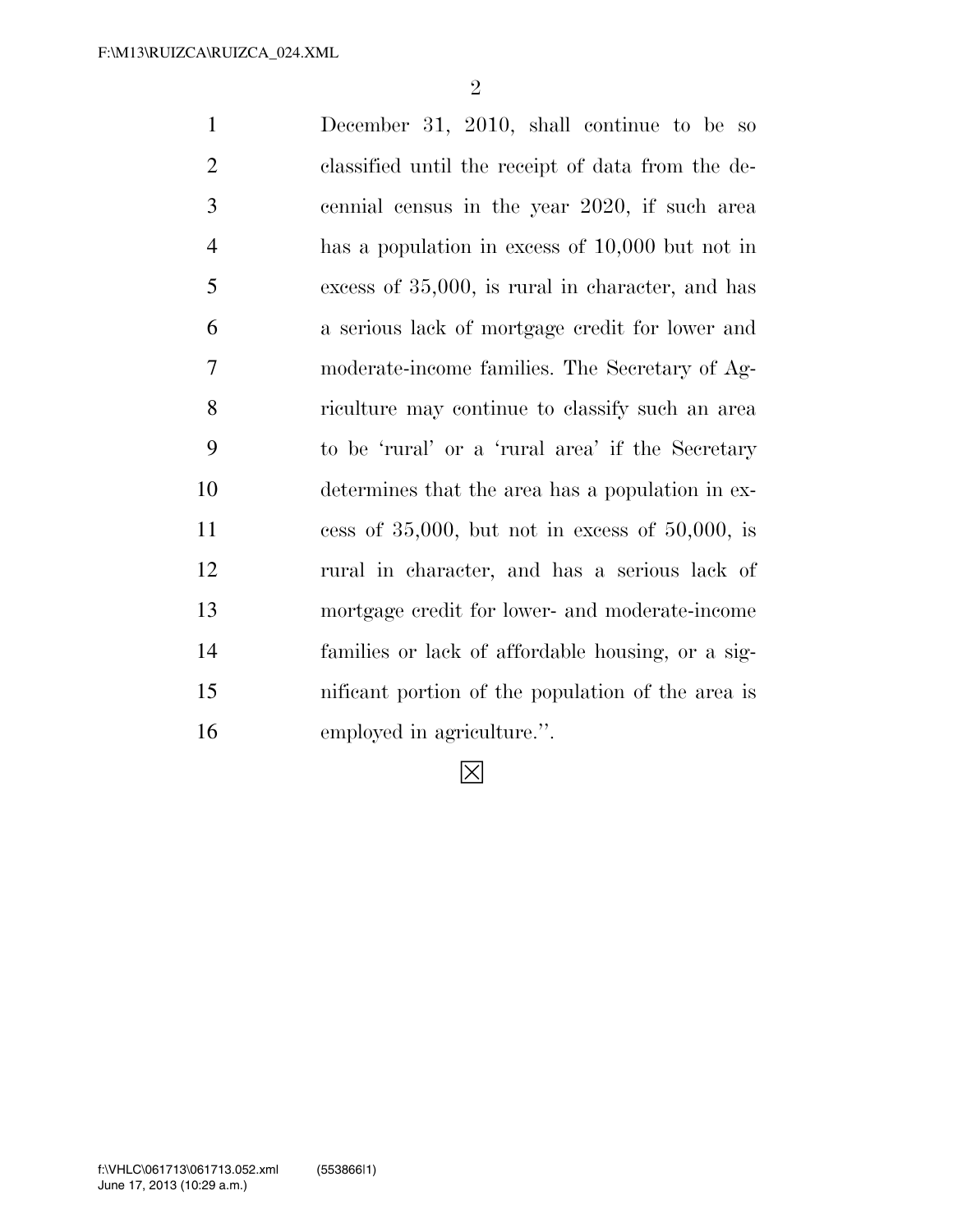December 31, 2010, shall continue to be so classified until the receipt of data from the decennial census in the year 2020, if such area has a population in excess of 10,000 but not in excess of 35,000, is rural in character, and has a serious lack of mortgage credit for lower and moderate-income families. The Secretary of Agriculture may continue to classify such an area to be 'rural' or a 'rural area' if the Secretary determines that the area has a population in excess of 35,000, but not in excess of 50,000, is rural in character, and has a serious lack of mortgage credit for lower- and moderate-income families or lack of affordable housing, or a significant portion of the population of the area is employed in agriculture.''.